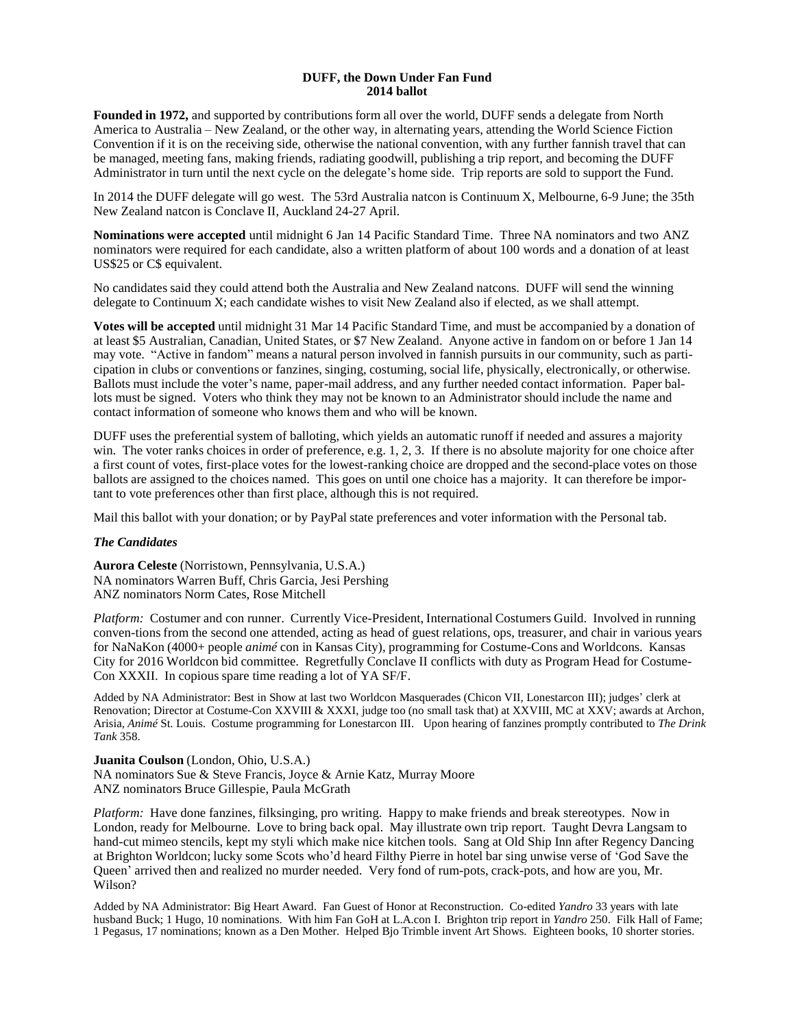**DUFF, the Down Under Fan Fund**
**2014 ballot**

**Founded in 1972,** and supported by contributions form all over the world, DUFF sends a delegate from North America to Australia – New Zealand, or the other way, in alternating years, attending the World Science Fiction Convention if it is on the receiving side, otherwise the national convention, with any further fannish travel that can be managed, meeting fans, making friends, radiating goodwill, publishing a trip report, and becoming the DUFF Administrator in turn until the next cycle on the delegate's home side. Trip reports are sold to support the Fund.

In 2014 the DUFF delegate will go west. The 53rd Australia natcon is Continuum X, Melbourne, 6-9 June; the 35th New Zealand natcon is Conclave II, Auckland 24-27 April.

**Nominations were accepted** until midnight 6 Jan 14 Pacific Standard Time. Three NA nominators and two ANZ nominators were required for each candidate, also a written platform of about 100 words and a donation of at least US$25 or C$ equivalent.

No candidates said they could attend both the Australia and New Zealand natcons. DUFF will send the winning delegate to Continuum X; each candidate wishes to visit New Zealand also if elected, as we shall attempt.

**Votes will be accepted** until midnight 31 Mar 14 Pacific Standard Time, and must be accompanied by a donation of at least $5 Australian, Canadian, United States, or $7 New Zealand. Anyone active in fandom on or before 1 Jan 14 may vote. "Active in fandom" means a natural person involved in fannish pursuits in our community, such as participation in clubs or conventions or fanzines, singing, costuming, social life, physically, electronically, or otherwise. Ballots must include the voter's name, paper-mail address, and any further needed contact information. Paper ballots must be signed. Voters who think they may not be known to an Administrator should include the name and contact information of someone who knows them and who will be known.

DUFF uses the preferential system of balloting, which yields an automatic runoff if needed and assures a majority win. The voter ranks choices in order of preference, e.g. 1, 2, 3. If there is no absolute majority for one choice after a first count of votes, first-place votes for the lowest-ranking choice are dropped and the second-place votes on those ballots are assigned to the choices named. This goes on until one choice has a majority. It can therefore be important to vote preferences other than first place, although this is not required.

Mail this ballot with your donation; or by PayPal state preferences and voter information with the Personal tab.

***The Candidates***

**Aurora Celeste** (Norristown, Pennsylvania, U.S.A.)
NA nominators Warren Buff, Chris Garcia, Jesi Pershing
ANZ nominators Norm Cates, Rose Mitchell

*Platform:* Costumer and con runner. Currently Vice-President, International Costumers Guild. Involved in running conven-tions from the second one attended, acting as head of guest relations, ops, treasurer, and chair in various years for NaNaKon (4000+ people *animé* con in Kansas City), programming for Costume-Cons and Worldcons. Kansas City for 2016 Worldcon bid committee. Regretfully Conclave II conflicts with duty as Program Head for Costume-Con XXXII. In copious spare time reading a lot of YA SF/F.

Added by NA Administrator: Best in Show at last two Worldcon Masquerades (Chicon VII, Lonestarcon III); judges' clerk at Renovation; Director at Costume-Con XXVIII & XXXI, judge too (no small task that) at XXVIII, MC at XXV; awards at Archon, Arisia, *Animé* St. Louis. Costume programming for Lonestarcon III. Upon hearing of fanzines promptly contributed to *The Drink Tank* 358.

**Juanita Coulson** (London, Ohio, U.S.A.)
NA nominators Sue & Steve Francis, Joyce & Arnie Katz, Murray Moore
ANZ nominators Bruce Gillespie, Paula McGrath

*Platform:* Have done fanzines, filksinging, pro writing. Happy to make friends and break stereotypes. Now in London, ready for Melbourne. Love to bring back opal. May illustrate own trip report. Taught Devra Langsam to hand-cut mimeo stencils, kept my styli which make nice kitchen tools. Sang at Old Ship Inn after Regency Dancing at Brighton Worldcon; lucky some Scots who'd heard Filthy Pierre in hotel bar sing unwise verse of 'God Save the Queen' arrived then and realized no murder needed. Very fond of rum-pots, crack-pots, and how are you, Mr. Wilson?

Added by NA Administrator: Big Heart Award. Fan Guest of Honor at Reconstruction. Co-edited *Yandro* 33 years with late husband Buck; 1 Hugo, 10 nominations. With him Fan GoH at L.A.con I. Brighton trip report in *Yandro* 250. Filk Hall of Fame; 1 Pegasus, 17 nominations; known as a Den Mother. Helped Bjo Trimble invent Art Shows. Eighteen books, 10 shorter stories.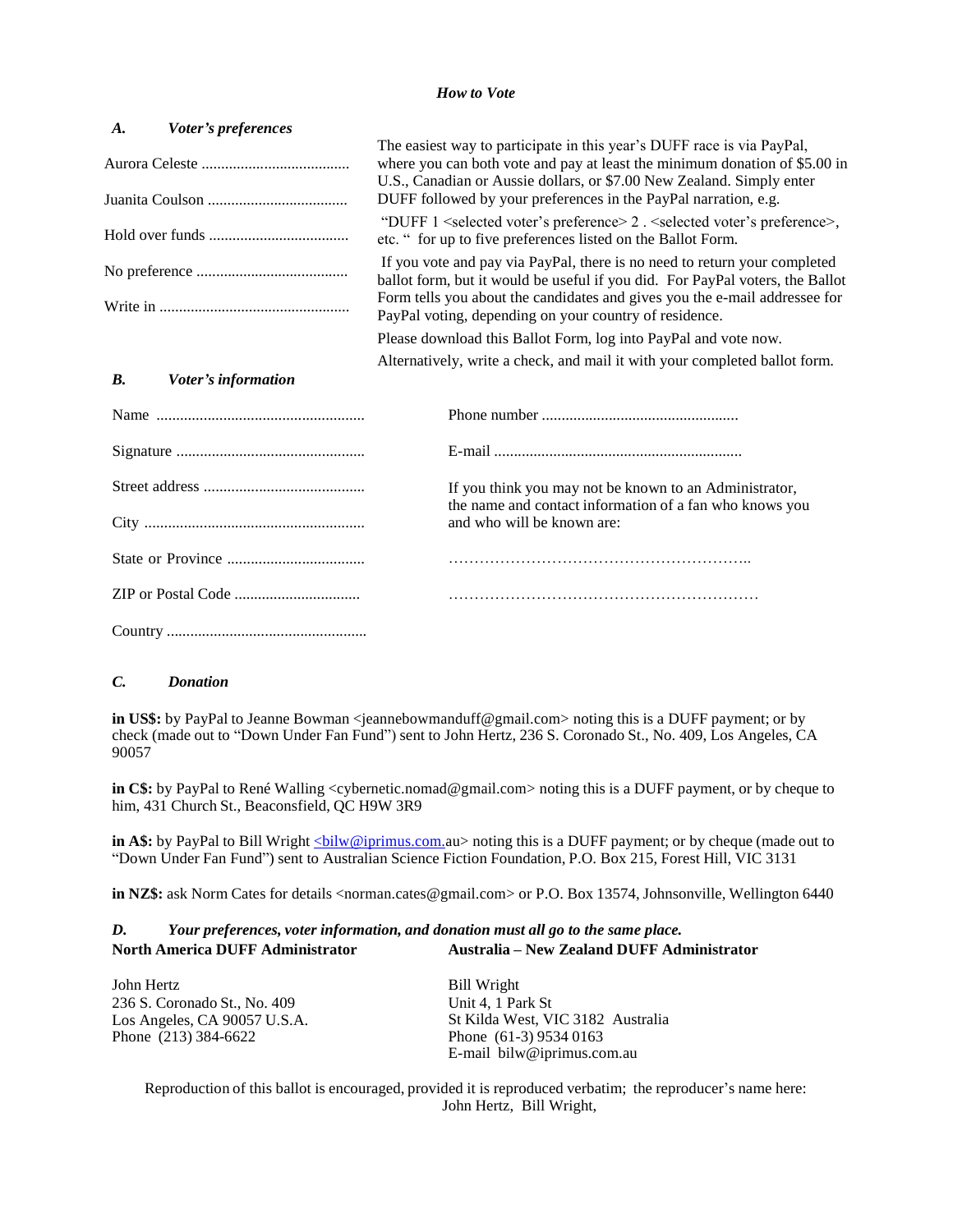*How to Vote*

### *A. Voter's preferences*

Aurora Celeste ......................................

Juanita Coulson ....................................

Hold over funds ....................................

No preference .......................................

Write in .................................................

The easiest way to participate in this year's DUFF race is via PayPal, where you can both vote and pay at least the minimum donation of $5.00 in U.S., Canadian or Aussie dollars, or $7.00 New Zealand. Simply enter DUFF followed by your preferences in the PayPal narration, e.g.

"DUFF 1 <selected voter's preference> 2 . <selected voter's preference>, etc. " for up to five preferences listed on the Ballot Form.

If you vote and pay via PayPal, there is no need to return your completed ballot form, but it would be useful if you did. For PayPal voters, the Ballot Form tells you about the candidates and gives you the e-mail addressee for PayPal voting, depending on your country of residence.

Please download this Ballot Form, log into PayPal and vote now.

Alternatively, write a check, and mail it with your completed ballot form.

### *B. Voter's information*

Name .....................................................

Signature ................................................

Street address .........................................

City ........................................................

State or Province ...................................

ZIP or Postal Code ................................

Country ..................................................

Phone number .................................................

E-mail ..............................................................

If you think you may not be known to an Administrator, the name and contact information of a fan who knows you and who will be known are:

…………………………………………………..

……………………………………………………

### *C. Donation*

**in US$:** by PayPal to Jeanne Bowman <jeannebowmanduff@gmail.com> noting this is a DUFF payment; or by check (made out to "Down Under Fan Fund") sent to John Hertz, 236 S. Coronado St., No. 409, Los Angeles, CA 90057

**in C$:** by PayPal to René Walling <cybernetic.nomad@gmail.com> noting this is a DUFF payment, or by cheque to him, 431 Church St., Beaconsfield, QC H9W 3R9

**in A$:** by PayPal to Bill Wright <bilw@iprimus.com.au> noting this is a DUFF payment; or by cheque (made out to "Down Under Fan Fund") sent to Australian Science Fiction Foundation, P.O. Box 215, Forest Hill, VIC 3131

**in NZ$:** ask Norm Cates for details <norman.cates@gmail.com> or P.O. Box 13574, Johnsonville, Wellington 6440

### *D. Your preferences, voter information, and donation must all go to the same place.*

**North America DUFF Administrator**

John Hertz
236 S. Coronado St., No. 409
Los Angeles, CA 90057 U.S.A.
Phone (213) 384-6622

**Australia – New Zealand DUFF Administrator**

Bill Wright
Unit 4, 1 Park St
St Kilda West, VIC 3182 Australia
Phone (61-3) 9534 0163
E-mail bilw@iprimus.com.au

Reproduction of this ballot is encouraged, provided it is reproduced verbatim; the reproducer's name here: John Hertz, Bill Wright,